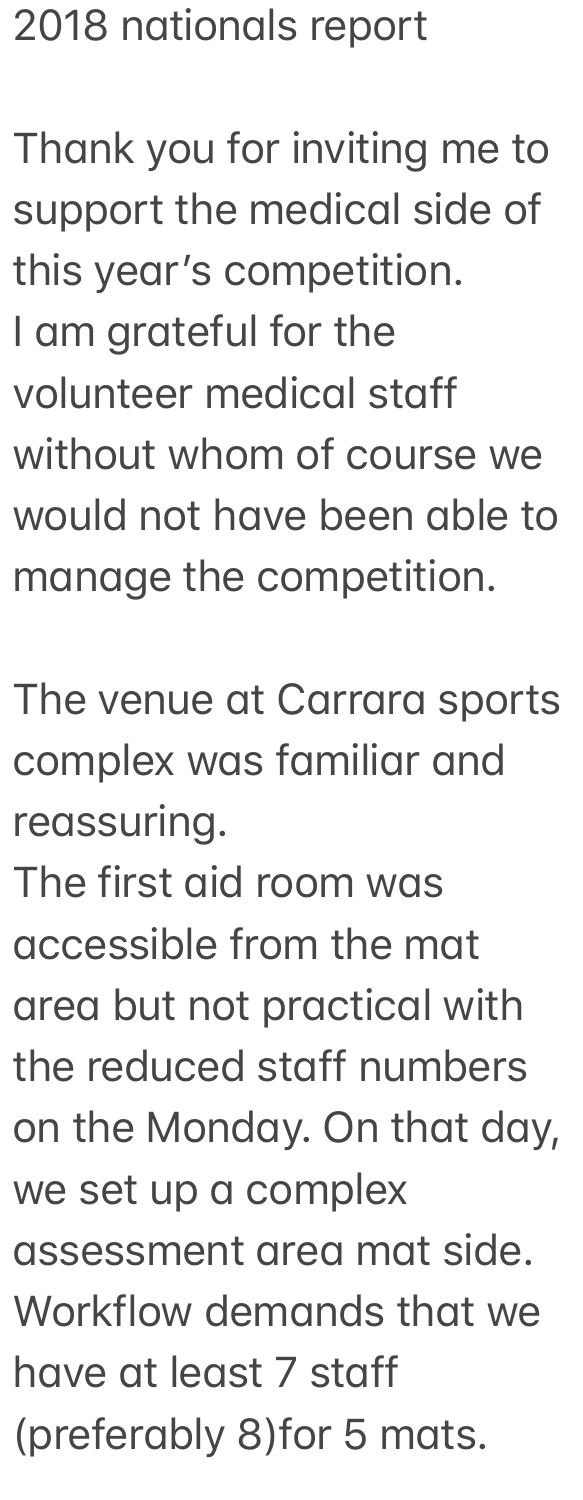2018 nationals report

Thank you for inviting me to support the medical side of this year's competition.
I am grateful for the volunteer medical staff without whom of course we would not have been able to manage the competition.

The venue at Carrara sports complex was familiar and reassuring.
The first aid room was accessible from the mat area but not practical with the reduced staff numbers on the Monday. On that day, we set up a complex assessment area mat side.
Workflow demands that we have at least 7 staff (preferably 8)for 5 mats.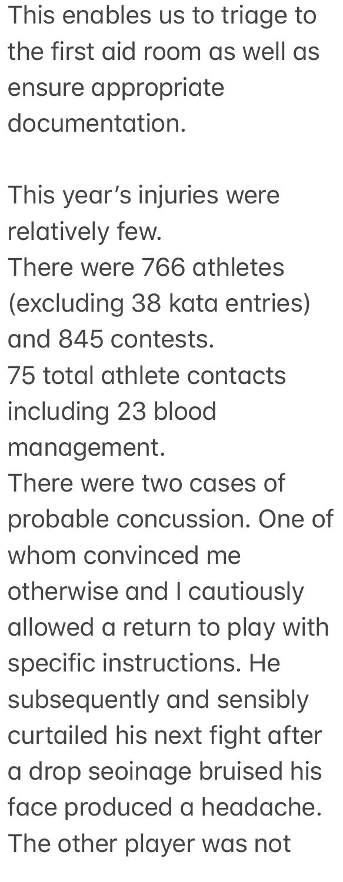This enables us to triage to the first aid room as well as ensure appropriate documentation.

This year's injuries were relatively few.
There were 766 athletes (excluding 38 kata entries) and 845 contests.
75 total athlete contacts including 23 blood management.
There were two cases of probable concussion. One of whom convinced me otherwise and I cautiously allowed a return to play with specific instructions. He subsequently and sensibly curtailed his next fight after a drop seoinage bruised his face produced a headache. The other player was not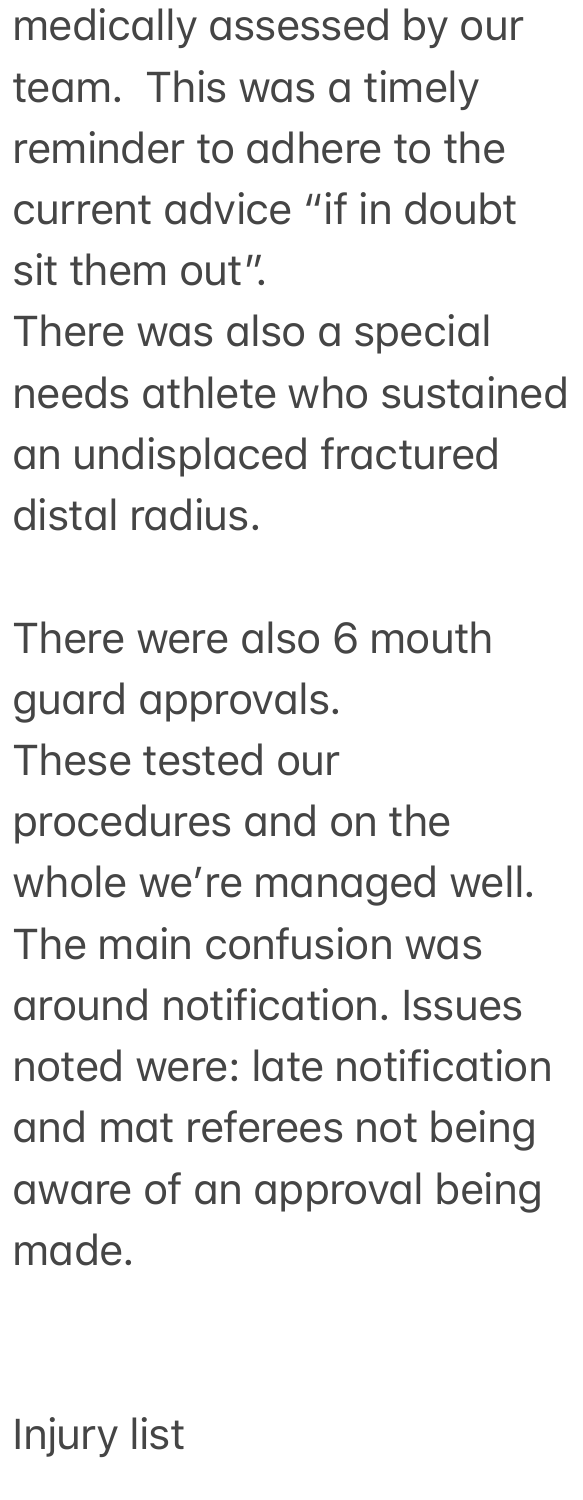medically assessed by our team. This was a timely reminder to adhere to the current advice "if in doubt sit them out".
There was also a special needs athlete who sustained an undisplaced fractured distal radius.

There were also 6 mouth guard approvals.
These tested our procedures and on the whole we're managed well. The main confusion was around notification. Issues noted were: late notification and mat referees not being aware of an approval being made.

Injury list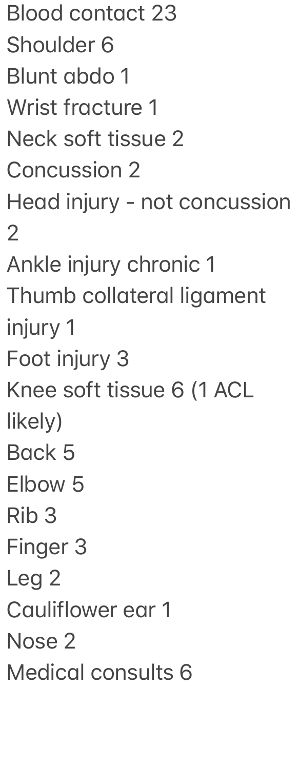Blood contact 23
Shoulder 6
Blunt abdo 1
Wrist fracture 1
Neck soft tissue 2
Concussion 2
Head injury - not concussion 2
Ankle injury chronic 1
Thumb collateral ligament injury 1
Foot injury 3
Knee soft tissue 6 (1 ACL likely)
Back 5
Elbow 5
Rib 3
Finger 3
Leg 2
Cauliflower ear 1
Nose 2
Medical consults 6